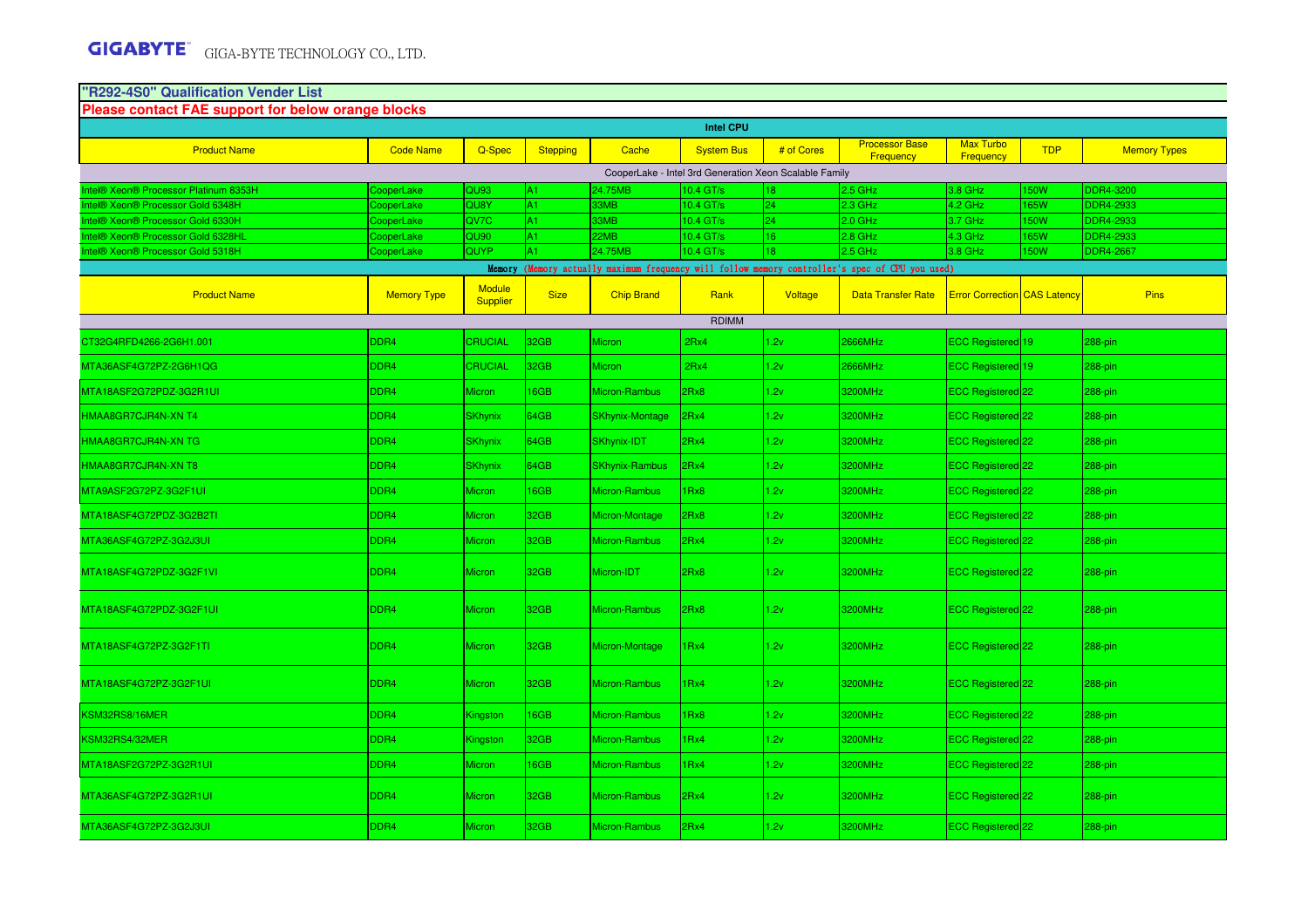GIGABYTE GIGA-BYTE TECHNOLOGY CO., LTD.

## "R292-4S0" Qualification Vender List

**Please contact FAE support for below orange blocks**

| Intel CPU | | | | | | | | | | |
|---|---|---|---|---|---|---|---|---|---|---|
| Product Name | Code Name | Q-Spec | Stepping | Cache | System Bus | # of Cores | Processor Base Frequency | Max Turbo Frequency | TDP | Memory Types |
| CooperLake - Intel 3rd Generation Xeon Scalable Family | | | | | | | | | | |
| Intel® Xeon® Processor Platinum 8353H | CooperLake | QU93 | A1 | 24.75MB | 10.4 GT/s | 18 | 2.5 GHz | 3.8 GHz | 150W | DDR4-3200 |
| Intel® Xeon® Processor Gold 6348H | CooperLake | QU8Y | A1 | 33MB | 10.4 GT/s | 24 | 2.3 GHz | 4.2 GHz | 165W | DDR4-2933 |
| Intel® Xeon® Processor Gold 6330H | CooperLake | QV7C | A1 | 33MB | 10.4 GT/s | 24 | 2.0 GHz | 3.7 GHz | 150W | DDR4-2933 |
| Intel® Xeon® Processor Gold 6328HL | CooperLake | QU90 | A1 | 22MB | 10.4 GT/s | 16 | 2.8 GHz | 4.3 GHz | 165W | DDR4-2933 |
| Intel® Xeon® Processor Gold 5318H | CooperLake | QUYP | A1 | 24.75MB | 10.4 GT/s | 18 | 2.5 GHz | 3.8 GHz | 150W | DDR4-2667 |

**Memory** (Memory actually maximum frequency will follow memory controller's spec of CPU you used)

| Product Name | Memory Type | Module Supplier | Size | Chip Brand | Rank | Voltage | Data Transfer Rate | Error Correction | CAS Latency | Pins |
|---|---|---|---|---|---|---|---|---|---|---|
| RDIMM | | | | | | | | | | |
| CT32G4RFD4266-2G6H1.001 | DDR4 | CRUCIAL | 32GB | Micron | 2Rx4 | 1.2v | 2666MHz | ECC Registered | 19 | 288-pin |
| MTA36ASF4G72PZ-2G6H1QG | DDR4 | CRUCIAL | 32GB | Micron | 2Rx4 | 1.2v | 2666MHz | ECC Registered | 19 | 288-pin |
| MTA18ASF2G72PDZ-3G2R1UI | DDR4 | Micron | 16GB | Micron-Rambus | 2Rx8 | 1.2v | 3200MHz | ECC Registered | 22 | 288-pin |
| HMAA8GR7CJR4N-XN T4 | DDR4 | SKhynix | 64GB | SKhynix-Montage | 2Rx4 | 1.2v | 3200MHz | ECC Registered | 22 | 288-pin |
| HMAA8GR7CJR4N-XN TG | DDR4 | SKhynix | 64GB | SKhynix-IDT | 2Rx4 | 1.2v | 3200MHz | ECC Registered | 22 | 288-pin |
| HMAA8GR7CJR4N-XN T8 | DDR4 | SKhynix | 64GB | SKhynix-Rambus | 2Rx4 | 1.2v | 3200MHz | ECC Registered | 22 | 288-pin |
| MTA9ASF2G72PZ-3G2F1UI | DDR4 | Micron | 16GB | Micron-Rambus | 1Rx8 | 1.2v | 3200MHz | ECC Registered | 22 | 288-pin |
| MTA18ASF4G72PDZ-3G2B2TI | DDR4 | Micron | 32GB | Micron-Montage | 2Rx8 | 1.2v | 3200MHz | ECC Registered | 22 | 288-pin |
| MTA36ASF4G72PZ-3G2J3UI | DDR4 | Micron | 32GB | Micron-Rambus | 2Rx4 | 1.2v | 3200MHz | ECC Registered | 22 | 288-pin |
| MTA18ASF4G72PDZ-3G2F1VI | DDR4 | Micron | 32GB | Micron-IDT | 2Rx8 | 1.2v | 3200MHz | ECC Registered | 22 | 288-pin |
| MTA18ASF4G72PDZ-3G2F1UI | DDR4 | Micron | 32GB | Micron-Rambus | 2Rx8 | 1.2v | 3200MHz | ECC Registered | 22 | 288-pin |
| MTA18ASF4G72PZ-3G2F1TI | DDR4 | Micron | 32GB | Micron-Montage | 1Rx4 | 1.2v | 3200MHz | ECC Registered | 22 | 288-pin |
| MTA18ASF4G72PZ-3G2F1UI | DDR4 | Micron | 32GB | Micron-Rambus | 1Rx4 | 1.2v | 3200MHz | ECC Registered | 22 | 288-pin |
| KSM32RS8/16MER | DDR4 | Kingston | 16GB | Micron-Rambus | 1Rx8 | 1.2v | 3200MHz | ECC Registered | 22 | 288-pin |
| KSM32RS4/32MER | DDR4 | Kingston | 32GB | Micron-Rambus | 1Rx4 | 1.2v | 3200MHz | ECC Registered | 22 | 288-pin |
| MTA18ASF2G72PZ-3G2R1UI | DDR4 | Micron | 16GB | Micron-Rambus | 1Rx4 | 1.2v | 3200MHz | ECC Registered | 22 | 288-pin |
| MTA36ASF4G72PZ-3G2R1UI | DDR4 | Micron | 32GB | Micron-Rambus | 2Rx4 | 1.2v | 3200MHz | ECC Registered | 22 | 288-pin |
| MTA36ASF4G72PZ-3G2J3UI | DDR4 | Micron | 32GB | Micron-Rambus | 2Rx4 | 1.2v | 3200MHz | ECC Registered | 22 | 288-pin |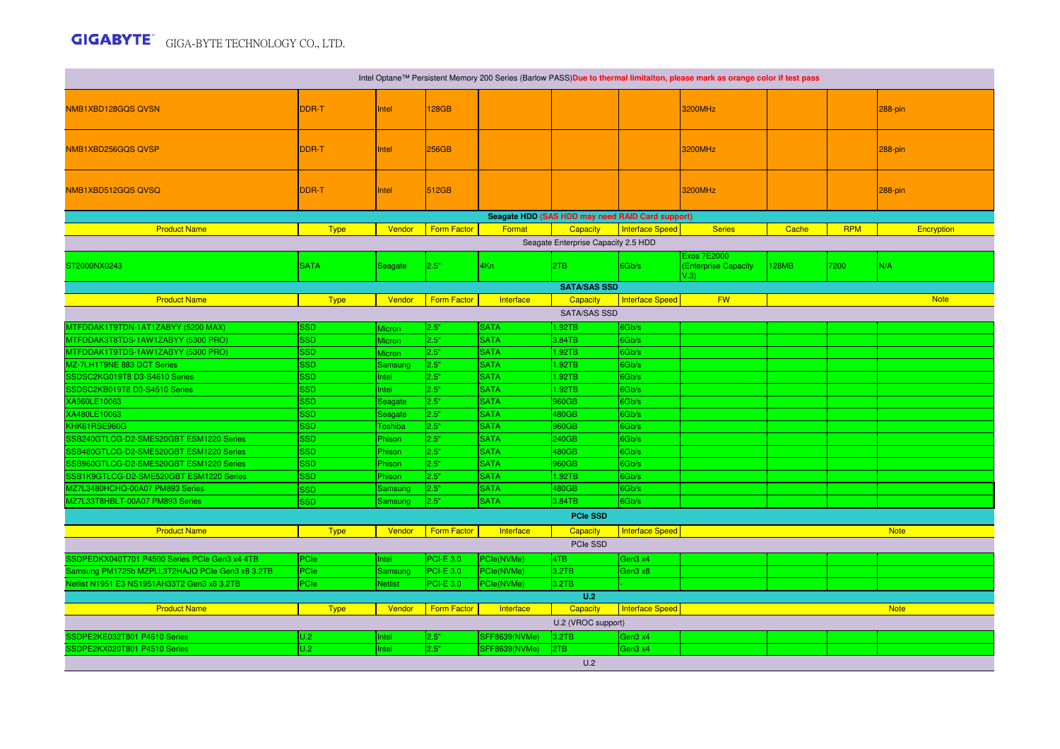| Intel Optane™ Persistent Memory 200 Series (Barlow PASS)Due to thermal limitaiton, please mark as orange color if test pass | | | | | | | | | | |
|---|---|---|---|---|---|---|---|---|---|---|
| NMB1XBD128GQS QVSN | DDR-T | Intel | 128GB | | | | 3200MHz | | | 288-pin |
| NMB1XBD256GQS QVSP | DDR-T | Intel | 256GB | | | | 3200MHz | | | 288-pin |
| NMB1XBD512GQS QVSQ | DDR-T | Intel | 512GB | | | | 3200MHz | | | 288-pin |
| **Seagate HDD** (SAS HDD may need RAID Card support) | | | | | | | | | | |
| Product Name | Type | Vendor | Form Factor | Format | Capacity | Interface Speed | Series | Cache | RPM | Encryption |
| Seagate Enterprise Capacity 2.5 HDD | | | | | | | | | | |
| ST2000NX0243 | SATA | Seagate | 2.5" | 4Kn | 2TB | 6Gb/s | Exos 7E2000 (Enterprise Capacity V.3) | 128MB | 7200 | N/A |
| **SATA/SAS SSD** | | | | | | | | | | |
| Product Name | Type | Vendor | Form Factor | Interface | Capacity | Interface Speed | FW | | | Note |
| SATA/SAS SSD | | | | | | | | | | |
| MTFDDAK1T9TDN-1AT1ZABYY (5200 MAX) | SSD | Micron | 2.5" | SATA | 1.92TB | 6Gb/s | | | | |
| MTFDDAK3T8TDS-1AW1ZABYY (5300 PRO) | SSD | Micron | 2.5" | SATA | 3.84TB | 6Gb/s | | | | |
| MTFDDAK1T9TDS-1AW1ZABYY (5300 PRO) | SSD | Micron | 2.5" | SATA | 1.92TB | 6Gb/s | | | | |
| MZ-7LH1T9NE 883 DCT Series | SSD | Samsung | 2.5" | SATA | 1.92TB | 6Gb/s | | | | |
| SSDSC2KG019T8 D3-S4610 Series | SSD | Intel | 2.5" | SATA | 1.92TB | 6Gb/s | | | | |
| SSDSC2KB019T8 D3-S4510 Series | SSD | Intel | 2.5" | SATA | 1.92TB | 6Gb/s | | | | |
| XA960LE10063 | SSD | Seagate | 2.5" | SATA | 960GB | 6Gb/s | | | | |
| XA480LE10063 | SSD | Seagate | 2.5" | SATA | 480GB | 6Gb/s | | | | |
| KHK61RSE960G | SSD | Toshiba | 2.5" | SATA | 960GB | 6Gb/s | | | | |
| SSB240GTLCG-D2-SME520GBT ESM1220 Series | SSD | Phison | 2.5" | SATA | 240GB | 6Gb/s | | | | |
| SSB480GTLCG-D2-SME520GBT ESM1220 Series | SSD | Phison | 2.5" | SATA | 480GB | 6Gb/s | | | | |
| SSB960GTLCG-D2-SME520GBT ESM1220 Series | SSD | Phison | 2.5" | SATA | 960GB | 6Gb/s | | | | |
| SSB1K9GTLCG-D2-SME520GBT ESM1220 Series | SSD | Phison | 2.5" | SATA | 1.92TB | 6Gb/s | | | | |
| MZ7L3480HCHQ-00A07 PM893 Series | SSD | Samsung | 2.5" | SATA | 480GB | 6Gb/s | | | | |
| MZ7L33T8HBLT-00A07 PM893 Series | SSD | Samsung | 2.5" | SATA | 3.84TB | 6Gb/s | | | | |
| **PCIe SSD** | | | | | | | | | | |
| Product Name | Type | Vendor | Form Factor | Interface | Capacity | Interface Speed | Note | | | |
| PCIe SSD | | | | | | | | | | |
| SSDPEDKX040T701 P4500 Series PCIe Gen3 x4 4TB | PCIe | Intel | PCI-E 3.0 | PCIe(NVMe) | 4TB | Gen3 x4 | | | | |
| Samsung PM1725b MZPLL3T2HAJQ PCIe Gen3 x8 3.2TB | PCIe | Samsung | PCI-E 3.0 | PCIe(NVMe) | 3.2TB | Gen3 x8 | | | | |
| Netlist N1951 E3 NS1951AH33T2 Gen3 x8 3.2TB | PCIe | Netlist | PCI-E 3.0 | PCIe(NVMe) | 3.2TB | - | | | | |
| **U.2** | | | | | | | | | | |
| Product Name | Type | Vendor | Form Factor | Interface | Capacity | Interface Speed | Note | | | |
| U.2 (VROC support) | | | | | | | | | | |
| SSDPE2KE032T801 P4610 Series | U.2 | Intel | 2.5" | SFF8639(NVMe) | 3.2TB | Gen3 x4 | | | | |
| SSDPE2KX020T801 P4510 Series | U.2 | Intel | 2.5" | SFF8639(NVMe) | 2TB | Gen3 x4 | | | | |
| U.2 | | | | | | | | | | |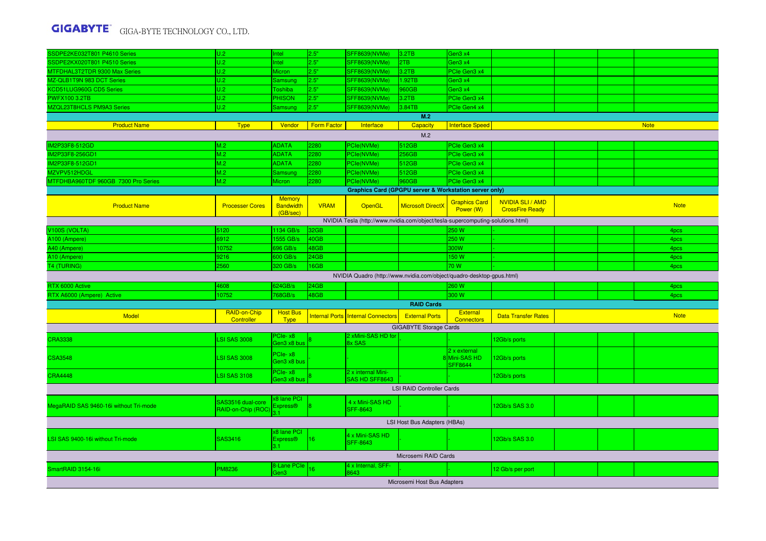| | | | | | | | | | | |
|---|---|---|---|---|---|---|---|---|---|---|
| SSDPE2KE032T801 P4610 Series | U.2 | Intel | 2.5" | SFF8639(NVMe) | 3.2TB | Gen3 x4 | | | | |
| SSDPE2KX020T801 P4510 Series | U.2 | Intel | 2.5" | SFF8639(NVMe) | 2TB | Gen3 x4 | | | | |
| MTFDHAL3T2TDR 9300 Max Series | U.2 | Micron | 2.5" | SFF8639(NVMe) | 3.2TB | PCIe Gen3 x4 | | | | |
| MZ-QLB1T9N 983 DCT Series | U.2 | Samsung | 2.5" | SFF8639(NVMe) | 1.92TB | Gen3 x4 | | | | |
| KCD51LUG960G CD5 Series | U.2 | Toshiba | 2.5" | SFF8639(NVMe) | 960GB | Gen3 x4 | | | | |
| PWFX100 3.2TB | U.2 | PHISON | 2.5" | SFF8639(NVMe) | 3.2TB | PCIe Gen3 x4 | | | | |
| MZQL23T8HCLS PM9A3 Series | U.2 | Samsung | 2.5" | SFF8639(NVMe) | 3.84TB | PCIe Gen4 x4 | | | | |

## M.2

| Product Name | Type | Vendor | Form Factor | Interface | Capacity | Interface Speed | | | | Note |
|---|---|---|---|---|---|---|---|---|---|---|
| M.2 | | | | | | | | | | |
| IM2P33F8-512GD | M.2 | ADATA | 2280 | PCIe(NVMe) | 512GB | PCIe Gen3 x4 | | | | |
| IM2P33F8-256GD1 | M.2 | ADATA | 2280 | PCIe(NVMe) | 256GB | PCIe Gen3 x4 | | | | |
| IM2P33F8-512GD1 | M.2 | ADATA | 2280 | PCIe(NVMe) | 512GB | PCIe Gen3 x4 | | | | |
| MZVPV512HDGL | M.2 | Samsung | 2280 | PCIe(NVMe) | 512GB | PCIe Gen3 x4 | | | | |
| MTFDHBA960TDF 960GB 7300 Pro Series | M.2 | Micron | 2280 | PCIe(NVMe) | 960GB | PCIe Gen3 x4 | | | | |

## Graphics Card (GPGPU server & Workstation server only)

| Product Name | Processer Cores | Memory Bandwidth (GB/sec) | VRAM | OpenGL | Microsoft DirectX | Graphics Card Power (W) | NVIDIA SLI / AMD CrossFire Ready | | | Note |
|---|---|---|---|---|---|---|---|---|---|---|
| NVIDIA Tesla (http://www.nvidia.com/object/tesla-supercomputing-solutions.html) | | | | | | | | | | |
| V100S (VOLTA) | 5120 | 1134 GB/s | 32GB | | | 250 W | - | | | 4pcs |
| A100 (Ampere) | 6912 | 1555 GB/s | 40GB | | | 250 W | - | | | 4pcs |
| A40 (Ampere) | 10752 | 696 GB/s | 48GB | | | 300W | - | | | 4pcs |
| A10 (Ampere) | 9216 | 600 GB/s | 24GB | | | 150 W | - | | | 4pcs |
| T4 (TURING) | 2560 | 320 GB/s | 16GB | | | 70 W | - | | | 4pcs |
| NVIDIA Quadro (http://www.nvidia.com/object/quadro-desktop-gpus.html) | | | | | | | | | | |
| RTX 6000 Active | 4608 | 624GB/s | 24GB | | | 260 W | | | | 4pcs |
| RTX A6000 (Ampere) Active | 10752 | 768GB/s | 48GB | | | 300 W | | | | 4pcs |

## RAID Cards

| Model | RAID-on-Chip Controller | Host Bus Type | Internal Ports | Internal Connectors | External Ports | External Connectors | Data Transfer Rates | | | Note |
|---|---|---|---|---|---|---|---|---|---|---|
| GIGABYTE Storage Cards | | | | | | | | | | |
| CRA3338 | LSI SAS 3008 | PCIe- x8 Gen3 x8 bus | 8 | 2 xMini-SAS HD for 8x SAS | - | - | 12Gb/s ports | | | |
| CSA3548 | LSI SAS 3008 | PCIe- x8 Gen3 x8 bus | - | - | - | 8 2 x external Mini-SAS HD SFF8644 | 12Gb/s ports | | | |
| CRA4448 | LSI SAS 3108 | PCIe- x8 Gen3 x8 bus | 8 | 2 x internal Mini-SAS HD SFF8643 | - | - | 12Gb/s ports | | | |
| LSI RAID Controller Cards | | | | | | | | | | |
| MegaRAID SAS 9460-16i without Tri-mode | SAS3516 dual-core RAID-on-Chip (ROC) | x8 lane PCI Express® 3.1 | 8 | 4 x Mini-SAS HD SFF-8643 | - | - | 12Gb/s SAS 3.0 | | | |
| LSI Host Bus Adapters (HBAs) | | | | | | | | | | |
| LSI SAS 9400-16i without Tri-mode | SAS3416 | x8 lane PCI Express® 3.1 | 16 | 4 x Mini-SAS HD SFF-8643 | - | - | 12Gb/s SAS 3.0 | | | |
| Microsemi RAID Cards | | | | | | | | | | |
| SmartRAID 3154-16i | PM8236 | 8-Lane PCIe Gen3 | 16 | 4 x Internal, SFF-8643 | - | - | 12 Gb/s per port | | | |
| Microsemi Host Bus Adapters | | | | | | | | | | |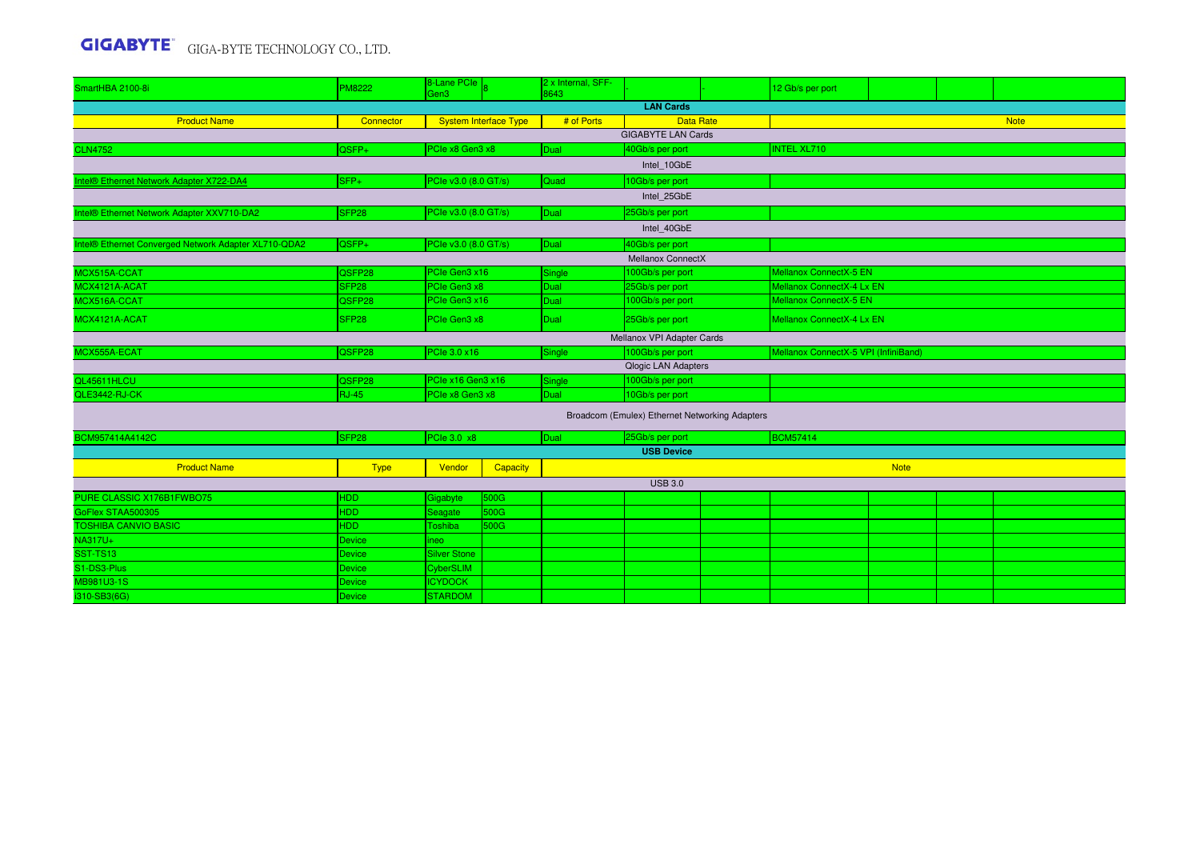| | | | | | | | | | | |
|---|---|---|---|---|---|---|---|---|---|---|
| SmartHBA 2100-8i | PM8222 | 8-Lane PCIe Gen3 | 8 | 2 x Internal, SFF-8643 | - | - | 12 Gb/s per port | | | |

**LAN Cards**

| Product Name | Connector | System Interface Type | # of Ports | Data Rate | Note |
|---|---|---|---|---|---|
| GIGABYTE LAN Cards | | | | | |
| CLN4752 | QSFP+ | PCIe x8 Gen3 x8 | Dual | 40Gb/s per port | INTEL XL710 |
| Intel_10GbE | | | | | |
| Intel® Ethernet Network Adapter X722-DA4 | SFP+ | PCIe v3.0 (8.0 GT/s) | Quad | 10Gb/s per port | |
| Intel_25GbE | | | | | |
| Intel® Ethernet Network Adapter XXV710-DA2 | SFP28 | PCIe v3.0 (8.0 GT/s) | Dual | 25Gb/s per port | |
| Intel_40GbE | | | | | |
| Intel® Ethernet Converged Network Adapter XL710-QDA2 | QSFP+ | PCIe v3.0 (8.0 GT/s) | Dual | 40Gb/s per port | |
| Mellanox ConnectX | | | | | |
| MCX515A-CCAT | QSFP28 | PCIe Gen3 x16 | Single | 100Gb/s per port | Mellanox ConnectX-5 EN |
| MCX4121A-ACAT | SFP28 | PCIe Gen3 x8 | Dual | 25Gb/s per port | Mellanox ConnectX-4 Lx EN |
| MCX516A-CCAT | QSFP28 | PCIe Gen3 x16 | Dual | 100Gb/s per port | Mellanox ConnectX-5 EN |
| MCX4121A-ACAT | SFP28 | PCIe Gen3 x8 | Dual | 25Gb/s per port | Mellanox ConnectX-4 Lx EN |
| Mellanox VPI Adapter Cards | | | | | |
| MCX555A-ECAT | QSFP28 | PCIe 3.0 x16 | Single | 100Gb/s per port | Mellanox ConnectX-5 VPI (InfiniBand) |
| Qlogic LAN Adapters | | | | | |
| QL45611HLCU | QSFP28 | PCIe x16 Gen3 x16 | Single | 100Gb/s per port | |
| QLE3442-RJ-CK | RJ-45 | PCIe x8 Gen3 x8 | Dual | 10Gb/s per port | |
| Broadcom (Emulex) Ethernet Networking Adapters | | | | | |
| BCM957414A4142C | SFP28 | PCIe 3.0 x8 | Dual | 25Gb/s per port | BCM57414 |

**USB Device**

| Product Name | Type | Vendor | Capacity | Note |
|---|---|---|---|---|
| USB 3.0 | | | | |
| PURE CLASSIC X176B1FWBO75 | HDD | Gigabyte | 500G | |
| GoFlex STAA500305 | HDD | Seagate | 500G | |
| TOSHIBA CANVIO BASIC | HDD | Toshiba | 500G | |
| NA317U+ | Device | ineo | | |
| SST-TS13 | Device | Silver Stone | | |
| S1-DS3-Plus | Device | CyberSLIM | | |
| MB981U3-1S | Device | ICYDOCK | | |
| i310-SB3(6G) | Device | STARDOM | | |